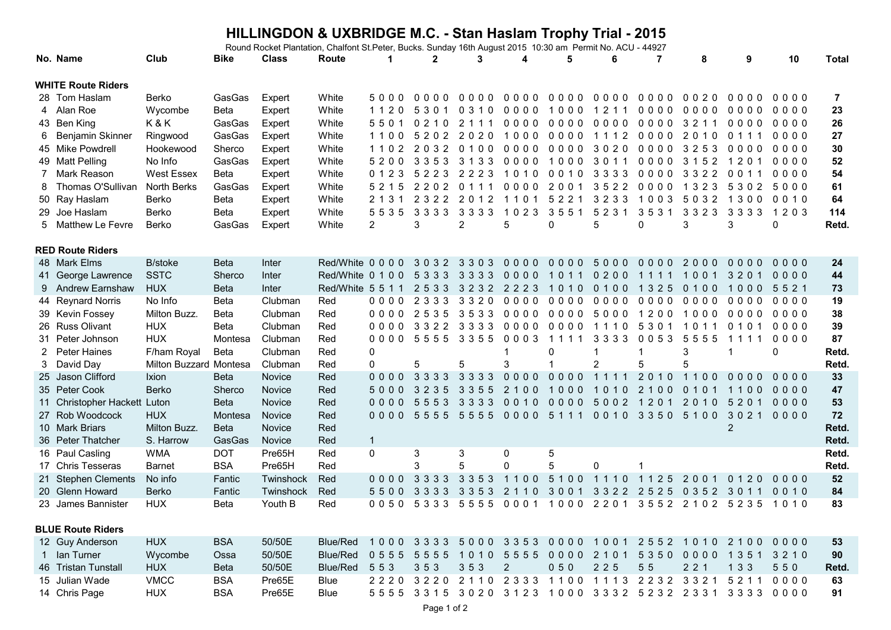# HILLINGDON & UXBRIDGE M.C. - Stan Haslam Trophy Trial - 2015

Round Rocket Plantation, Chalfont St.Peter, Bucks. Sunday 16th August 2015 10:30 am Permit No. ACU - 44927

| No. | Name | Club | Bike | Class | Route | 1 | 2 | 3 | 4 | 5 | 6 | 7 | 8 | 9 | 10 | Total |
|---|---|---|---|---|---|---|---|---|---|---|---|---|---|---|---|---|
| **WHITE Route Riders** | | | | | | | | | | | | | | | | |
| 28 | Tom Haslam | Berko | GasGas | Expert | White | 5 0 0 0 | 0 0 0 0 | 0 0 0 0 | 0 0 0 0 | 0 0 0 0 | 0 0 0 0 | 0 0 0 0 | 0 0 2 0 | 0 0 0 0 | 0 0 0 0 | 7 |
| 4 | Alan Roe | Wycombe | Beta | Expert | White | 1 1 2 0 | 5 3 0 1 | 0 3 1 0 | 0 0 0 0 | 1 0 0 0 | 1 2 1 1 | 0 0 0 0 | 0 0 0 0 | 0 0 0 0 | 0 0 0 0 | 23 |
| 43 | Ben King | K & K | GasGas | Expert | White | 5 5 0 1 | 0 2 1 0 | 2 1 1 1 | 0 0 0 0 | 0 0 0 0 | 0 0 0 0 | 0 0 0 0 | 3 2 1 1 | 0 0 0 0 | 0 0 0 0 | 26 |
| 6 | Benjamin Skinner | Ringwood | GasGas | Expert | White | 1 1 0 0 | 5 2 0 2 | 2 0 2 0 | 1 0 0 0 | 0 0 0 0 | 1 1 1 2 | 0 0 0 0 | 2 0 1 0 | 0 1 1 1 | 0 0 0 0 | 27 |
| 45 | Mike Powdrell | Hookewood | Sherco | Expert | White | 1 1 0 2 | 2 0 3 2 | 0 1 0 0 | 0 0 0 0 | 0 0 0 0 | 3 0 2 0 | 0 0 0 0 | 3 2 5 3 | 0 0 0 0 | 0 0 0 0 | 30 |
| 49 | Matt Pelling | No Info | GasGas | Expert | White | 5 2 0 0 | 3 3 5 3 | 3 1 3 3 | 0 0 0 0 | 1 0 0 0 | 3 0 1 1 | 0 0 0 0 | 3 1 5 2 | 1 2 0 1 | 0 0 0 0 | 52 |
| 7 | Mark Reason | West Essex | Beta | Expert | White | 0 1 2 3 | 5 2 2 3 | 2 2 2 3 | 1 0 1 0 | 0 0 1 0 | 3 3 3 3 | 0 0 0 0 | 3 3 2 2 | 0 0 1 1 | 0 0 0 0 | 54 |
| 8 | Thomas O'Sullivan | North Berks | GasGas | Expert | White | 5 2 1 5 | 2 2 0 2 | 0 1 1 1 | 0 0 0 0 | 2 0 0 1 | 3 5 2 2 | 0 0 0 0 | 1 3 2 3 | 5 3 0 2 | 5 0 0 0 | 61 |
| 50 | Ray Haslam | Berko | Beta | Expert | White | 2 1 3 1 | 2 3 2 2 | 2 0 1 2 | 1 1 0 1 | 5 2 2 1 | 3 2 3 3 | 1 0 0 3 | 5 0 3 2 | 1 3 0 0 | 0 0 1 0 | 64 |
| 29 | Joe Haslam | Berko | Beta | Expert | White | 5 5 3 5 | 3 3 3 3 | 3 3 3 3 | 1 0 2 3 | 3 5 5 1 | 5 2 3 1 | 3 5 3 1 | 3 3 2 3 | 3 3 3 3 | 1 2 0 3 | 114 |
| 5 | Matthew Le Fevre | Berko | GasGas | Expert | White | 2 | 3 | 2 | 5 | 0 | 5 | 0 | 3 | 3 | 0 | Retd. |
| **RED Route Riders** | | | | | | | | | | | | | | | | |
| 48 | Mark Elms | B/stoke | Beta | Inter | Red/White | 0 0 0 0 | 3 0 3 2 | 3 3 0 3 | 0 0 0 0 | 0 0 0 0 | 5 0 0 0 | 0 0 0 0 | 2 0 0 0 | 0 0 0 0 | 0 0 0 0 | 24 |
| 41 | George Lawrence | SSTC | Sherco | Inter | Red/White | 0 1 0 0 | 5 3 3 3 | 3 3 3 3 | 0 0 0 0 | 1 0 1 1 | 0 2 0 0 | 1 1 1 1 | 1 0 0 1 | 3 2 0 1 | 0 0 0 0 | 44 |
| 9 | Andrew Earnshaw | HUX | Beta | Inter | Red/White | 5 5 1 1 | 2 5 3 3 | 3 2 3 2 | 2 2 2 3 | 1 0 1 0 | 0 1 0 0 | 1 3 2 5 | 0 1 0 0 | 1 0 0 0 | 5 5 2 1 | 73 |
| 44 | Reynard Norris | No Info | Beta | Clubman | Red | 0 0 0 0 | 2 3 3 3 | 3 3 2 0 | 0 0 0 0 | 0 0 0 0 | 0 0 0 0 | 0 0 0 0 | 0 0 0 0 | 0 0 0 0 | 0 0 0 0 | 19 |
| 39 | Kevin Fossey | Milton Buzz. | Beta | Clubman | Red | 0 0 0 0 | 2 5 3 5 | 3 5 3 3 | 0 0 0 0 | 0 0 0 0 | 5 0 0 0 | 1 2 0 0 | 1 0 0 0 | 0 0 0 0 | 0 0 0 0 | 38 |
| 26 | Russ Olivant | HUX | Beta | Clubman | Red | 0 0 0 0 | 3 3 2 2 | 3 3 3 3 | 0 0 0 0 | 0 0 0 0 | 1 1 1 0 | 5 3 0 1 | 1 0 1 1 | 0 1 0 1 | 0 0 0 0 | 39 |
| 31 | Peter Johnson | HUX | Montesa | Clubman | Red | 0 0 0 0 | 5 5 5 5 | 3 3 5 5 | 0 0 0 3 | 1 1 1 1 | 3 3 3 3 | 0 0 5 3 | 5 5 5 5 | 1 1 1 1 | 0 0 0 0 | 87 |
| 2 | Peter Haines | F/ham Royal | Beta | Clubman | Red | 0 | | | 1 | 0 | 1 | 1 | 3 | 1 | 0 | Retd. |
| 3 | David Day | Milton Buzzard | Montesa | Clubman | Red | 0 | 5 | 5 | 3 | 1 | 2 | 5 | 5 | | | Retd. |
| 25 | Jason Clifford | Ixion | Beta | Novice | Red | 0 0 0 0 | 3 3 3 3 | 3 3 3 3 | 0 0 0 0 | 0 0 0 0 | 1 1 1 1 | 2 0 1 0 | 1 1 0 0 | 0 0 0 0 | 0 0 0 0 | 33 |
| 35 | Peter Cook | Berko | Sherco | Novice | Red | 5 0 0 0 | 3 2 3 5 | 3 3 5 5 | 2 1 0 0 | 1 0 0 0 | 1 0 1 0 | 2 1 0 0 | 0 1 0 1 | 1 1 0 0 | 0 0 0 0 | 47 |
| 11 | Christopher Hackett | Luton | Beta | Novice | Red | 0 0 0 0 | 5 5 5 3 | 3 3 3 3 | 0 0 1 0 | 0 0 0 0 | 5 0 0 2 | 1 2 0 1 | 2 0 1 0 | 5 2 0 1 | 0 0 0 0 | 53 |
| 27 | Rob Woodcock | HUX | Montesa | Novice | Red | 0 0 0 0 | 5 5 5 5 | 5 5 5 5 | 0 0 0 0 | 5 1 1 1 | 0 0 1 0 | 3 3 5 0 | 5 1 0 0 | 3 0 2 1 | 0 0 0 0 | 72 |
| 10 | Mark Briars | Milton Buzz. | Beta | Novice | Red | | | | | | | | | 2 | | Retd. |
| 36 | Peter Thatcher | S. Harrow | GasGas | Novice | Red | 1 | | | | | | | | | | Retd. |
| 16 | Paul Casling | WMA | DOT | Pre65H | Red | 0 | 3 | 3 | 0 | 5 | | | | | | Retd. |
| 17 | Chris Tesseras | Barnet | BSA | Pre65H | Red | | 3 | 5 | 0 | 5 | 0 | 1 | | | | Retd. |
| 21 | Stephen Clements | No info | Fantic | Twinshock | Red | 0 0 0 0 | 3 3 3 3 | 3 3 5 3 | 1 1 0 0 | 5 1 0 0 | 1 1 1 0 | 1 1 2 5 | 2 0 0 1 | 0 1 2 0 | 0 0 0 0 | 52 |
| 20 | Glenn Howard | Berko | Fantic | Twinshock | Red | 5 5 0 0 | 3 3 3 3 | 3 3 5 3 | 2 1 1 0 | 3 0 0 1 | 3 3 2 2 | 2 5 2 5 | 0 3 5 2 | 3 0 1 1 | 0 0 1 0 | 84 |
| 23 | James Bannister | HUX | Beta | Youth B | Red | 0 0 5 0 | 5 3 3 3 | 5 5 5 5 | 0 0 0 1 | 1 0 0 0 | 2 2 0 1 | 3 5 5 2 | 2 1 0 2 | 5 2 3 5 | 1 0 1 0 | 83 |
| **BLUE Route Riders** | | | | | | | | | | | | | | | | |
| 12 | Guy Anderson | HUX | BSA | 50/50E | Blue/Red | 1 0 0 0 | 3 3 3 3 | 5 0 0 0 | 3 3 5 3 | 0 0 0 0 | 1 0 0 1 | 2 5 5 2 | 1 0 1 0 | 2 1 0 0 | 0 0 0 0 | 53 |
| 1 | Ian Turner | Wycombe | Ossa | 50/50E | Blue/Red | 0 5 5 5 | 5 5 5 5 | 1 0 1 0 | 5 5 5 5 | 0 0 0 0 | 2 1 0 1 | 5 3 5 0 | 0 0 0 0 | 1 3 5 1 | 3 2 1 0 | 90 |
| 46 | Tristan Tunstall | HUX | Beta | 50/50E | Blue/Red | 5 5 3 | 3 5 3 | 3 5 3 | 2 | 0 5 0 | 2 2 5 | 5 5 | 2 2 1 | 1 3 3 | 5 5 0 | Retd. |
| 15 | Julian Wade | VMCC | BSA | Pre65E | Blue | 2 2 2 0 | 3 2 2 0 | 2 1 1 0 | 2 3 3 3 | 1 1 0 0 | 1 1 1 3 | 2 2 3 2 | 3 3 2 1 | 5 2 1 1 | 0 0 0 0 | 63 |
| 14 | Chris Page | HUX | BSA | Pre65E | Blue | 5 5 5 5 | 3 3 1 5 | 3 0 2 0 | 3 1 2 3 | 1 0 0 0 | 3 3 3 2 | 5 2 3 2 | 2 3 3 1 | 3 3 3 3 | 0 0 0 0 | 91 |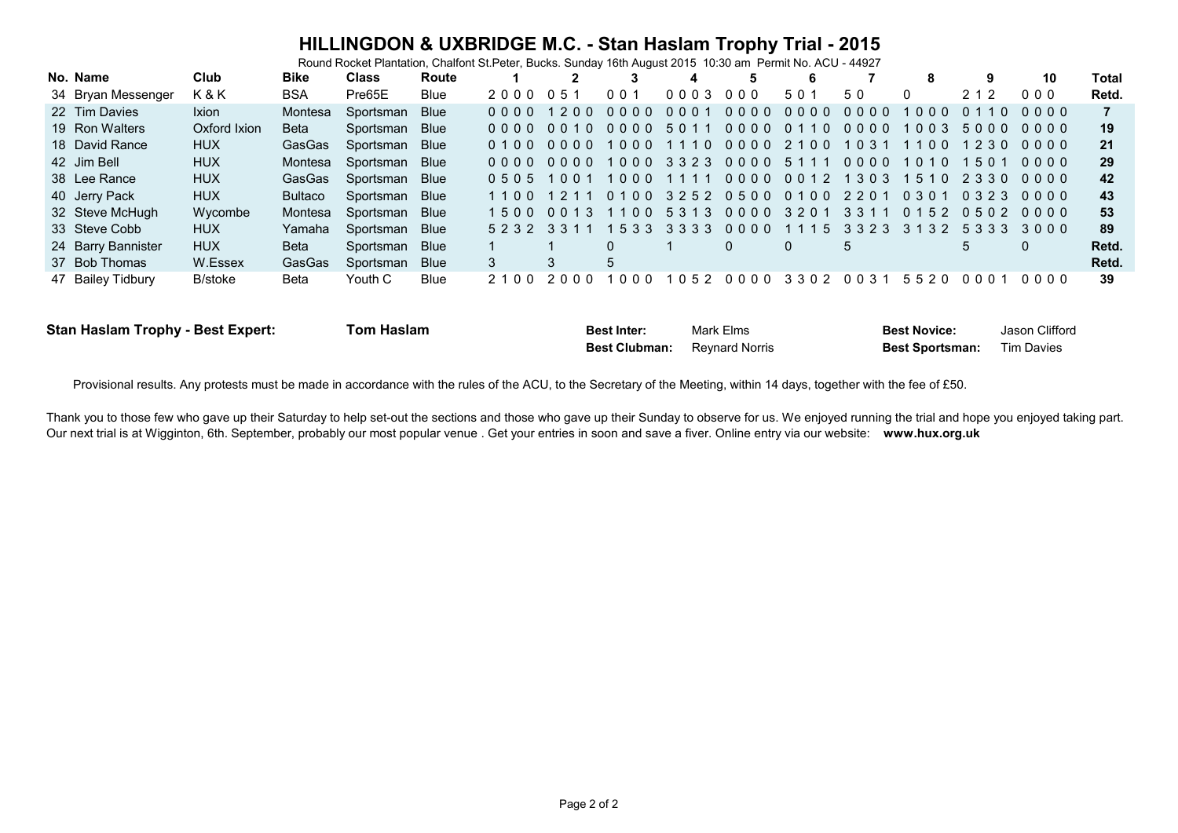# HILLINGDON & UXBRIDGE M.C. - Stan Haslam Trophy Trial - 2015

Round Rocket Plantation, Chalfont St.Peter, Bucks. Sunday 16th August 2015 10:30 am Permit No. ACU - 44927

| No. | Name | Club | Bike | Class | Route | 1 | 2 | 3 | 4 | 5 | 6 | 7 | 8 | 9 | 10 | Total |
|---|---|---|---|---|---|---|---|---|---|---|---|---|---|---|---|---|
| 34 | Bryan Messenger | K & K | BSA | Pre65E | Blue | 2 0 0 0 | 0 5 1 | 0 0 1 | 0 0 0 3 | 0 0 0 | 5 0 1 | 5 0 | 0 | 2 1 2 | 0 0 0 | Retd. |
| 22 | Tim Davies | Ixion | Montesa | Sportsman | Blue | 0 0 0 0 | 1 2 0 0 | 0 0 0 0 | 0 0 0 1 | 0 0 0 0 | 0 0 0 0 | 0 0 0 0 | 1 0 0 0 | 0 1 1 0 | 0 0 0 0 | 7 |
| 19 | Ron Walters | Oxford Ixion | Beta | Sportsman | Blue | 0 0 0 0 | 0 0 1 0 | 0 0 0 0 | 5 0 1 1 | 0 0 0 0 | 0 1 1 0 | 0 0 0 0 | 1 0 0 3 | 5 0 0 0 | 0 0 0 0 | 19 |
| 18 | David Rance | HUX | GasGas | Sportsman | Blue | 0 1 0 0 | 0 0 0 0 | 1 0 0 0 | 1 1 1 0 | 0 0 0 0 | 2 1 0 0 | 1 0 3 1 | 1 1 0 0 | 1 2 3 0 | 0 0 0 0 | 21 |
| 42 | Jim Bell | HUX | Montesa | Sportsman | Blue | 0 0 0 0 | 0 0 0 0 | 1 0 0 0 | 3 3 2 3 | 0 0 0 0 | 5 1 1 1 | 0 0 0 0 | 1 0 1 0 | 1 5 0 1 | 0 0 0 0 | 29 |
| 38 | Lee Rance | HUX | GasGas | Sportsman | Blue | 0 5 0 5 | 1 0 0 1 | 1 0 0 0 | 1 1 1 1 | 0 0 0 0 | 0 0 1 2 | 1 3 0 3 | 1 5 1 0 | 2 3 3 0 | 0 0 0 0 | 42 |
| 40 | Jerry Pack | HUX | Bultaco | Sportsman | Blue | 1 1 0 0 | 1 2 1 1 | 0 1 0 0 | 3 2 5 2 | 0 5 0 0 | 0 1 0 0 | 2 2 0 1 | 0 3 0 1 | 0 3 2 3 | 0 0 0 0 | 43 |
| 32 | Steve McHugh | Wycombe | Montesa | Sportsman | Blue | 1 5 0 0 | 0 0 1 3 | 1 1 0 0 | 5 3 1 3 | 0 0 0 0 | 3 2 0 1 | 3 3 1 1 | 0 1 5 2 | 0 5 0 2 | 0 0 0 0 | 53 |
| 33 | Steve Cobb | HUX | Yamaha | Sportsman | Blue | 5 2 3 2 | 3 3 1 1 | 1 5 3 3 | 3 3 3 3 | 0 0 0 0 | 1 1 1 5 | 3 3 2 3 | 3 1 3 2 | 5 3 3 3 | 3 0 0 0 | 89 |
| 24 | Barry Bannister | HUX | Beta | Sportsman | Blue | 1 | 1 | 0 | 1 | 0 | 0 | 5 | | 5 | 0 | Retd. |
| 37 | Bob Thomas | W.Essex | GasGas | Sportsman | Blue | 3 | 3 | 5 | | | | | | | | Retd. |
| 47 | Bailey Tidbury | B/stoke | Beta | Youth C | Blue | 2 1 0 0 | 2 0 0 0 | 1 0 0 0 | 1 0 5 2 | 0 0 0 0 | 3 3 0 2 | 0 0 3 1 | 5 5 2 0 | 0 0 0 1 | 0 0 0 0 | 39 |

**Stan Haslam Trophy - Best Expert:** **Tom Haslam**

**Best Inter:** Mark Elms

**Best Clubman:** Reynard Norris

**Best Novice:** Jason Clifford

**Best Sportsman:** Tim Davies

Provisional results. Any protests must be made in accordance with the rules of the ACU, to the Secretary of the Meeting, within 14 days, together with the fee of £50.

Thank you to those few who gave up their Saturday to help set-out the sections and those who gave up their Sunday to observe for us. We enjoyed running the trial and hope you enjoyed taking part. Our next trial is at Wigginton, 6th. September, probably our most popular venue . Get your entries in soon and save a fiver. Online entry via our website: **www.hux.org.uk**